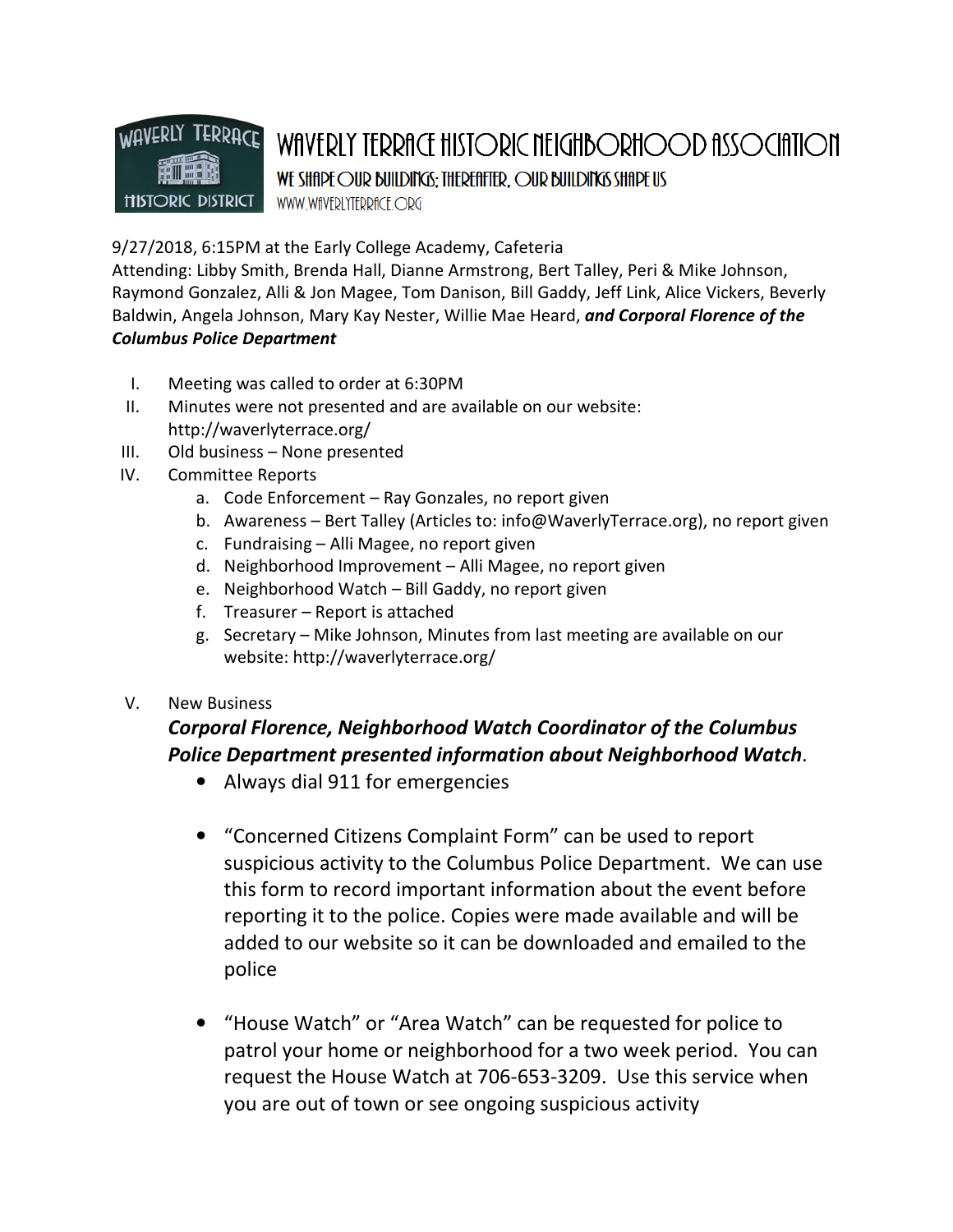# Waverly Terrace Historic Neighborhood Association

We shape our buildings; thereafter, our buildings shape us

www.waverlyterrace.org

9/27/2018, 6:15PM at the Early College Academy, Cafeteria

Attending: Libby Smith, Brenda Hall, Dianne Armstrong, Bert Talley, Peri & Mike Johnson, Raymond Gonzalez, Alli & Jon Magee, Tom Danison, Bill Gaddy, Jeff Link, Alice Vickers, Beverly Baldwin, Angela Johnson, Mary Kay Nester, Willie Mae Heard, ***and Corporal Florence of the Columbus Police Department***

I. Meeting was called to order at 6:30PM

II. Minutes were not presented and are available on our website: http://waverlyterrace.org/

III. Old business – None presented

IV. Committee Reports
   a. Code Enforcement – Ray Gonzales, no report given
   b. Awareness – Bert Talley (Articles to: info@WaverlyTerrace.org), no report given
   c. Fundraising – Alli Magee, no report given
   d. Neighborhood Improvement – Alli Magee, no report given
   e. Neighborhood Watch – Bill Gaddy, no report given
   f. Treasurer – Report is attached
   g. Secretary – Mike Johnson, Minutes from last meeting are available on our website: http://waverlyterrace.org/

V. New Business

   ***Corporal Florence, Neighborhood Watch Coordinator of the Columbus Police Department presented information about Neighborhood Watch***.

   - Always dial 911 for emergencies
   - "Concerned Citizens Complaint Form" can be used to report suspicious activity to the Columbus Police Department. We can use this form to record important information about the event before reporting it to the police. Copies were made available and will be added to our website so it can be downloaded and emailed to the police
   - "House Watch" or "Area Watch" can be requested for police to patrol your home or neighborhood for a two week period. You can request the House Watch at 706-653-3209. Use this service when you are out of town or see ongoing suspicious activity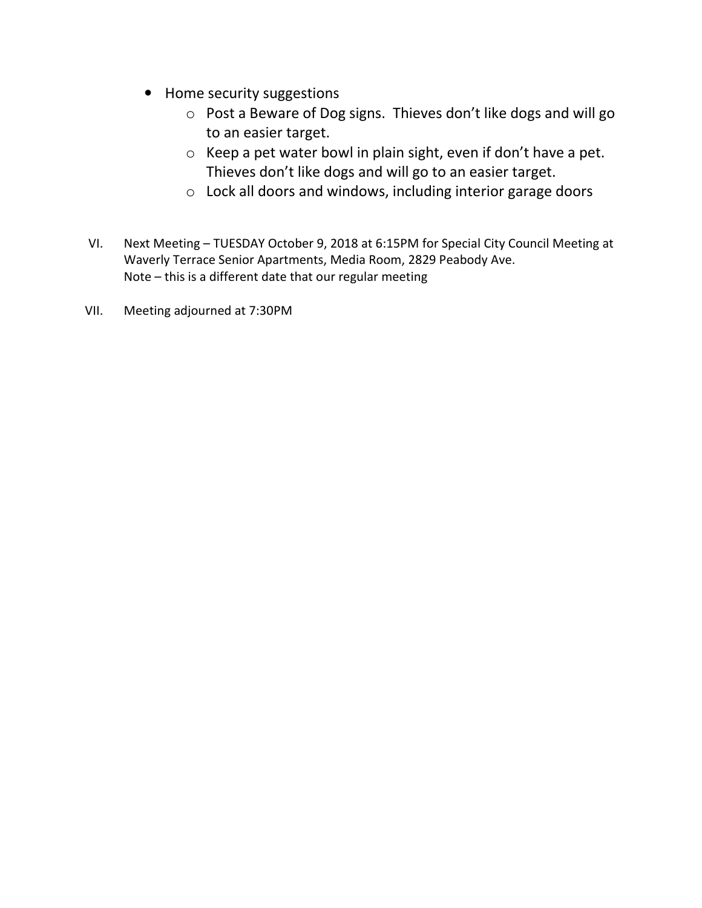- Home security suggestions
  - Post a Beware of Dog signs.  Thieves don't like dogs and will go to an easier target.
  - Keep a pet water bowl in plain sight, even if don't have a pet. Thieves don't like dogs and will go to an easier target.
  - Lock all doors and windows, including interior garage doors

VI. Next Meeting – TUESDAY October 9, 2018 at 6:15PM for Special City Council Meeting at Waverly Terrace Senior Apartments, Media Room, 2829 Peabody Ave.
Note – this is a different date that our regular meeting

VII. Meeting adjourned at 7:30PM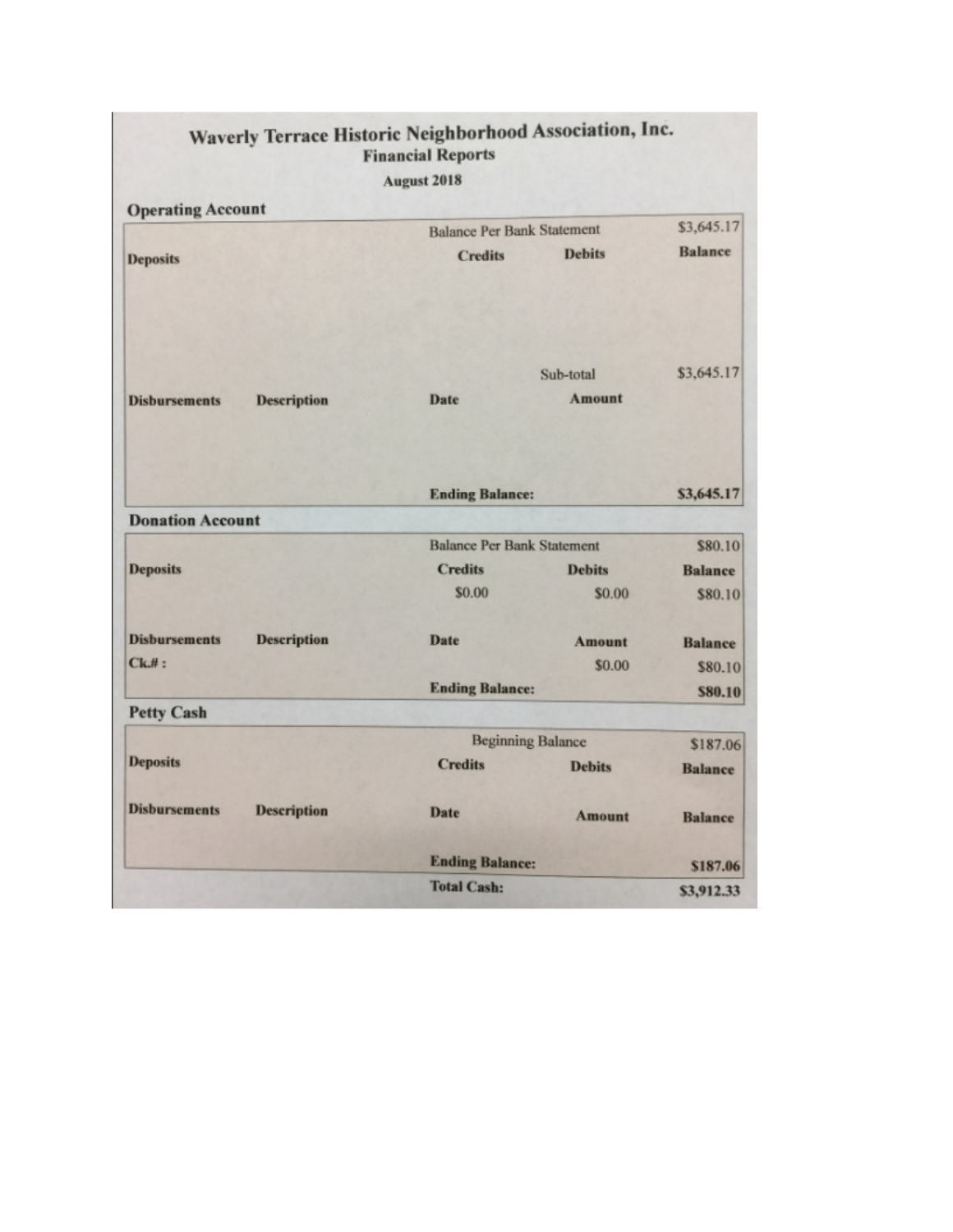# Waverly Terrace Historic Neighborhood Association, Inc.

## Financial Reports

August 2018

### Operating Account

| | | | | |
|---|---|---|---|---|
| | | Balance Per Bank Statement | | $3,645.17 |
| **Deposits** | | **Credits** | **Debits** | **Balance** |
| | | | Sub-total | $3,645.17 |
| **Disbursements** | **Description** | **Date** | **Amount** | |
| | | **Ending Balance:** | | **$3,645.17** |

### Donation Account

| | | | | |
|---|---|---|---|---|
| | | Balance Per Bank Statement | | $80.10 |
| **Deposits** | | **Credits** | **Debits** | **Balance** |
| | | $0.00 | $0.00 | $80.10 |
| **Disbursements** | **Description** | **Date** | **Amount** | **Balance** |
| **Ck.#:** | | | $0.00 | $80.10 |
| | | **Ending Balance:** | | **$80.10** |

### Petty Cash

| | | | | |
|---|---|---|---|---|
| | | Beginning Balance | | $187.06 |
| **Deposits** | | **Credits** | **Debits** | **Balance** |
| **Disbursements** | **Description** | **Date** | **Amount** | **Balance** |
| | | **Ending Balance:** | | **$187.06** |
| | | **Total Cash:** | | **$3,912.33** |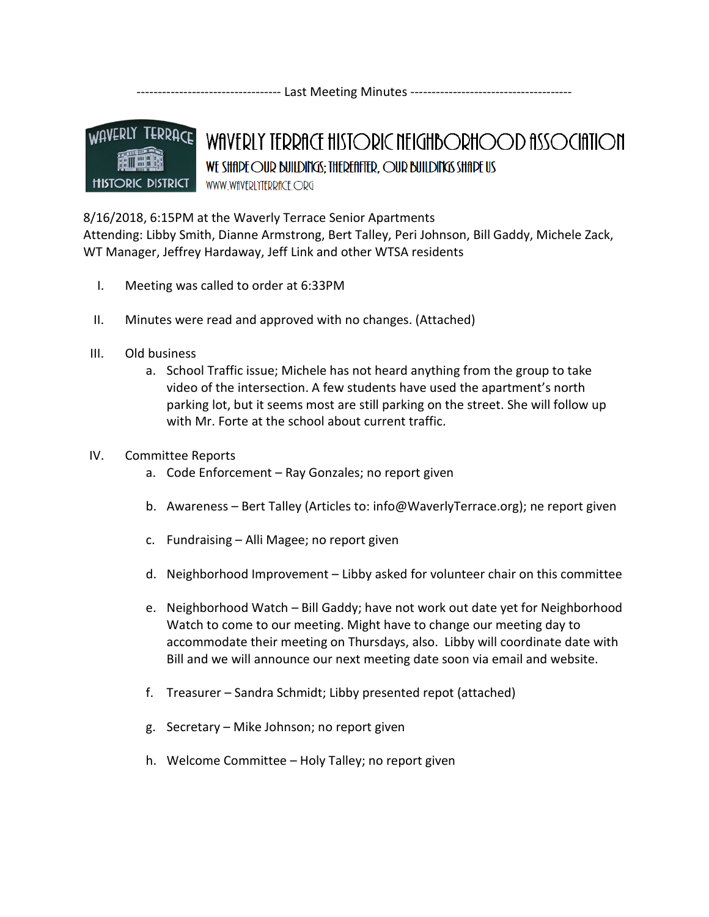---------------------------------- Last Meeting Minutes --------------------------------------

# WAVERLY TERRACE HISTORIC NEIGHBORHOOD ASSOCIATION

**WE SHAPE OUR BUILDINGS; THEREAFTER, OUR BUILDINGS SHAPE US**

WWW.WAVERLYTERRACE.ORG

8/16/2018, 6:15PM at the Waverly Terrace Senior Apartments
Attending: Libby Smith, Dianne Armstrong, Bert Talley, Peri Johnson, Bill Gaddy, Michele Zack, WT Manager, Jeffrey Hardaway, Jeff Link and other WTSA residents

I. Meeting was called to order at 6:33PM

II. Minutes were read and approved with no changes. (Attached)

III. Old business
   a. School Traffic issue; Michele has not heard anything from the group to take video of the intersection. A few students have used the apartment's north parking lot, but it seems most are still parking on the street. She will follow up with Mr. Forte at the school about current traffic.

IV. Committee Reports
   a. Code Enforcement – Ray Gonzales; no report given

   b. Awareness – Bert Talley (Articles to: info@WaverlyTerrace.org); ne report given

   c. Fundraising – Alli Magee; no report given

   d. Neighborhood Improvement – Libby asked for volunteer chair on this committee

   e. Neighborhood Watch – Bill Gaddy; have not work out date yet for Neighborhood Watch to come to our meeting. Might have to change our meeting day to accommodate their meeting on Thursdays, also. Libby will coordinate date with Bill and we will announce our next meeting date soon via email and website.

   f. Treasurer – Sandra Schmidt; Libby presented repot (attached)

   g. Secretary – Mike Johnson; no report given

   h. Welcome Committee – Holy Talley; no report given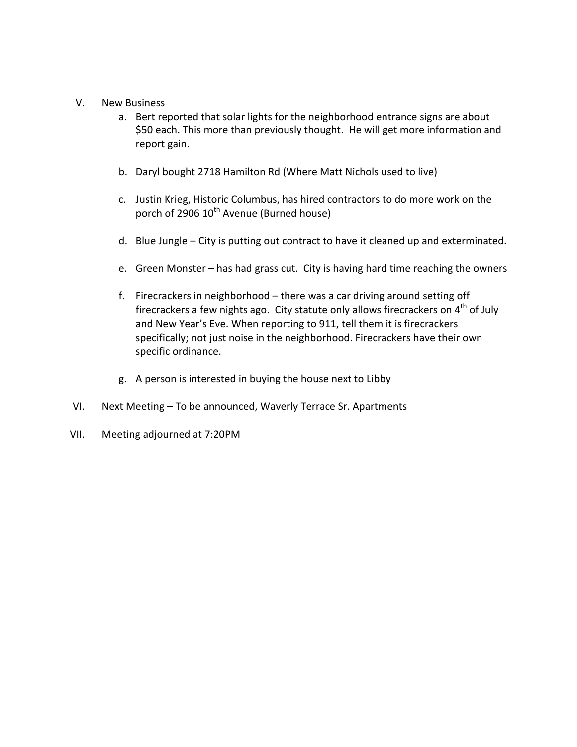V. New Business
   a. Bert reported that solar lights for the neighborhood entrance signs are about $50 each. This more than previously thought. He will get more information and report gain.

   b. Daryl bought 2718 Hamilton Rd (Where Matt Nichols used to live)

   c. Justin Krieg, Historic Columbus, has hired contractors to do more work on the porch of 2906 10th Avenue (Burned house)

   d. Blue Jungle – City is putting out contract to have it cleaned up and exterminated.

   e. Green Monster – has had grass cut. City is having hard time reaching the owners

   f. Firecrackers in neighborhood – there was a car driving around setting off firecrackers a few nights ago. City statute only allows firecrackers on 4th of July and New Year's Eve. When reporting to 911, tell them it is firecrackers specifically; not just noise in the neighborhood. Firecrackers have their own specific ordinance.

   g. A person is interested in buying the house next to Libby

VI. Next Meeting – To be announced, Waverly Terrace Sr. Apartments

VII. Meeting adjourned at 7:20PM